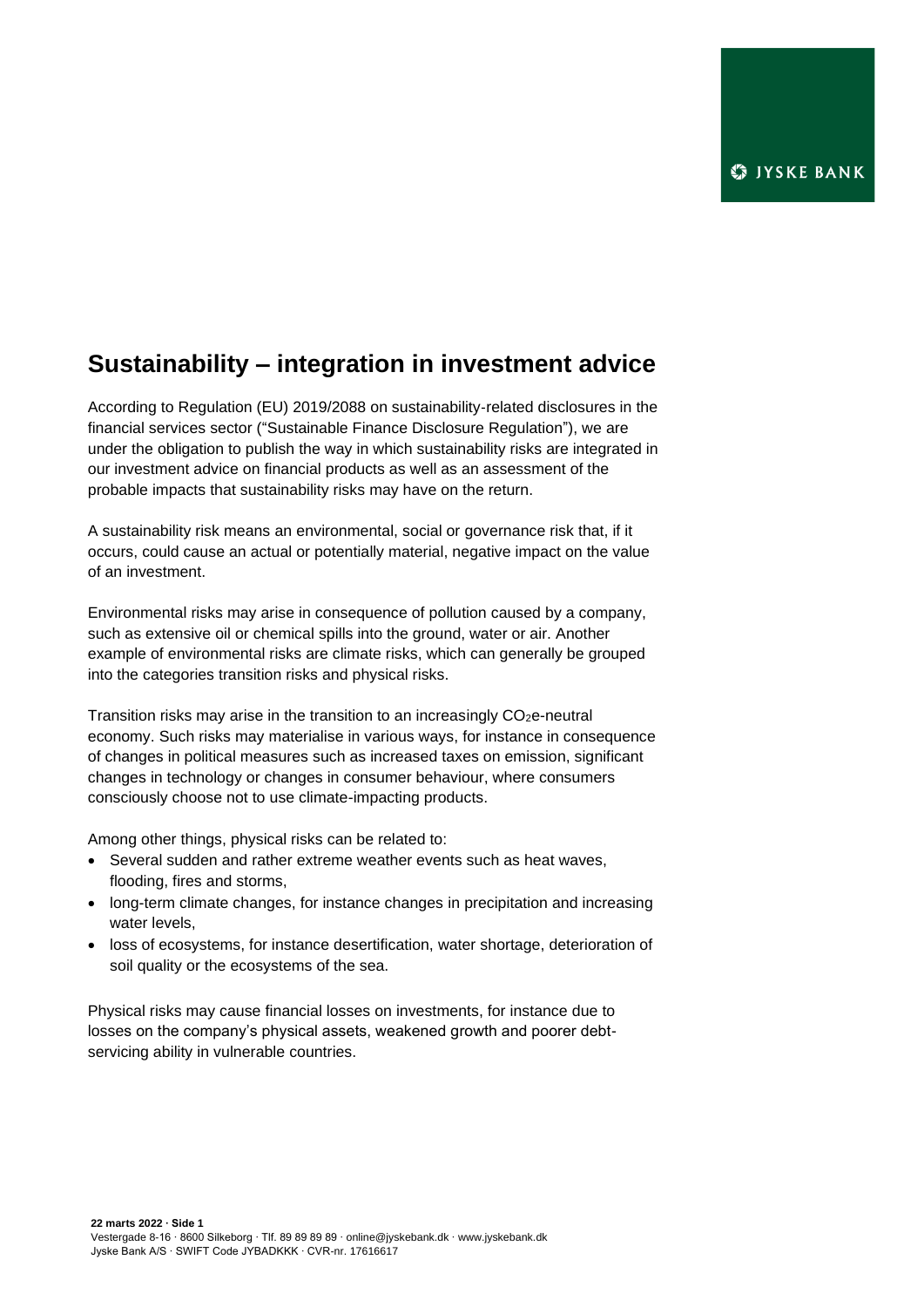# Sustainability – integration in investment advice

According to Regulation (EU) 2019/2088 on sustainability-related disclosures in the financial services sector ("Sustainable Finance Disclosure Regulation"), we are under the obligation to publish the way in which sustainability risks are integrated in our investment advice on financial products as well as an assessment of the probable impacts that sustainability risks may have on the return.

A sustainability risk means an environmental, social or governance risk that, if it occurs, could cause an actual or potentially material, negative impact on the value of an investment.

Environmental risks may arise in consequence of pollution caused by a company, such as extensive oil or chemical spills into the ground, water or air. Another example of environmental risks are climate risks, which can generally be grouped into the categories transition risks and physical risks.

Transition risks may arise in the transition to an increasingly $CO_2$e-neutral economy. Such risks may materialise in various ways, for instance in consequence of changes in political measures such as increased taxes on emission, significant changes in technology or changes in consumer behaviour, where consumers consciously choose not to use climate-impacting products.

Among other things, physical risks can be related to:

- Several sudden and rather extreme weather events such as heat waves, flooding, fires and storms,
- long-term climate changes, for instance changes in precipitation and increasing water levels,
- loss of ecosystems, for instance desertification, water shortage, deterioration of soil quality or the ecosystems of the sea.

Physical risks may cause financial losses on investments, for instance due to losses on the company's physical assets, weakened growth and poorer debt-servicing ability in vulnerable countries.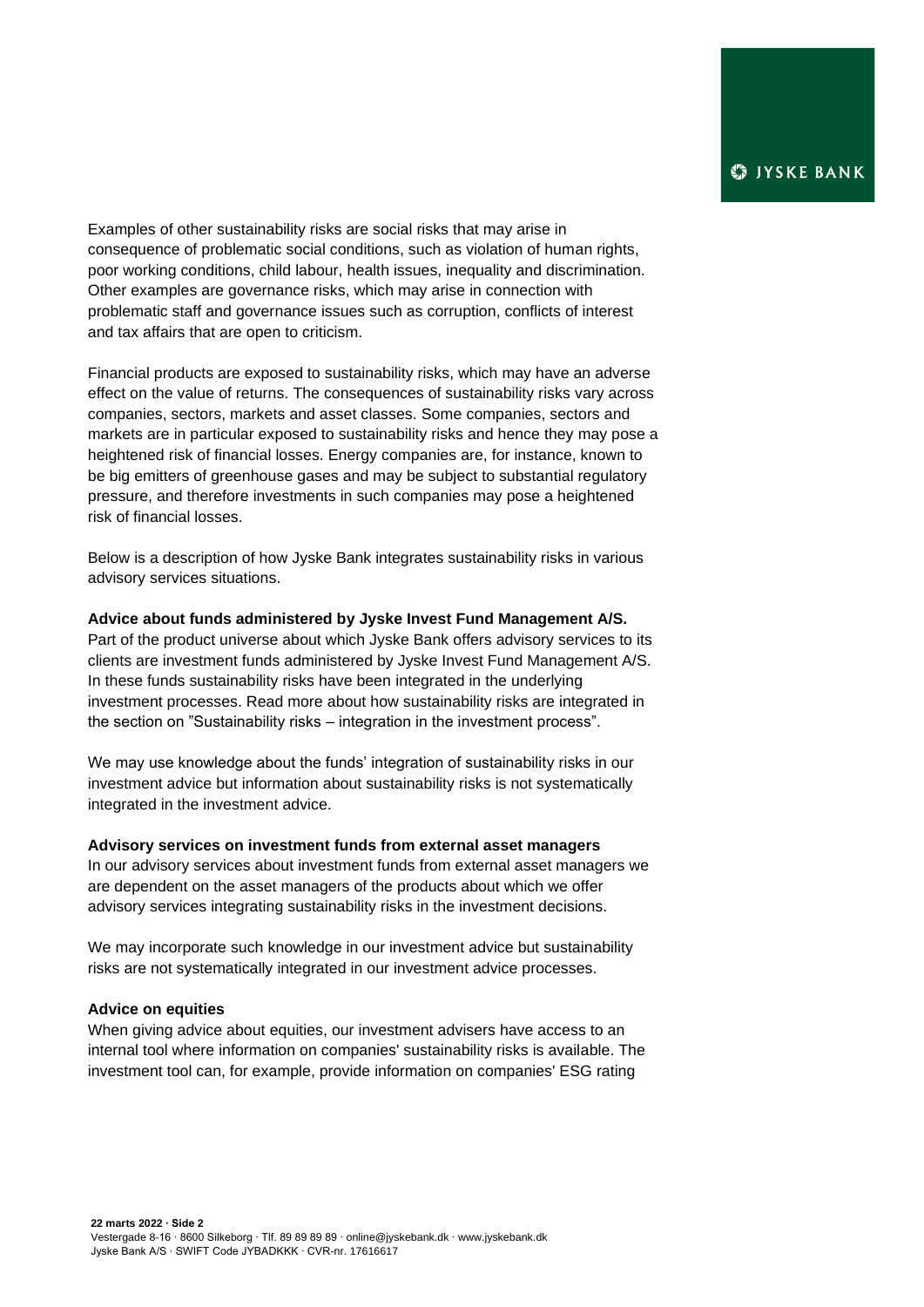Examples of other sustainability risks are social risks that may arise in consequence of problematic social conditions, such as violation of human rights, poor working conditions, child labour, health issues, inequality and discrimination. Other examples are governance risks, which may arise in connection with problematic staff and governance issues such as corruption, conflicts of interest and tax affairs that are open to criticism.

Financial products are exposed to sustainability risks, which may have an adverse effect on the value of returns. The consequences of sustainability risks vary across companies, sectors, markets and asset classes. Some companies, sectors and markets are in particular exposed to sustainability risks and hence they may pose a heightened risk of financial losses. Energy companies are, for instance, known to be big emitters of greenhouse gases and may be subject to substantial regulatory pressure, and therefore investments in such companies may pose a heightened risk of financial losses.

Below is a description of how Jyske Bank integrates sustainability risks in various advisory services situations.

**Advice about funds administered by Jyske Invest Fund Management A/S.**

Part of the product universe about which Jyske Bank offers advisory services to its clients are investment funds administered by Jyske Invest Fund Management A/S. In these funds sustainability risks have been integrated in the underlying investment processes. Read more about how sustainability risks are integrated in the section on "Sustainability risks – integration in the investment process".

We may use knowledge about the funds' integration of sustainability risks in our investment advice but information about sustainability risks is not systematically integrated in the investment advice.

**Advisory services on investment funds from external asset managers**

In our advisory services about investment funds from external asset managers we are dependent on the asset managers of the products about which we offer advisory services integrating sustainability risks in the investment decisions.

We may incorporate such knowledge in our investment advice but sustainability risks are not systematically integrated in our investment advice processes.

**Advice on equities**

When giving advice about equities, our investment advisers have access to an internal tool where information on companies' sustainability risks is available. The investment tool can, for example, provide information on companies' ESG rating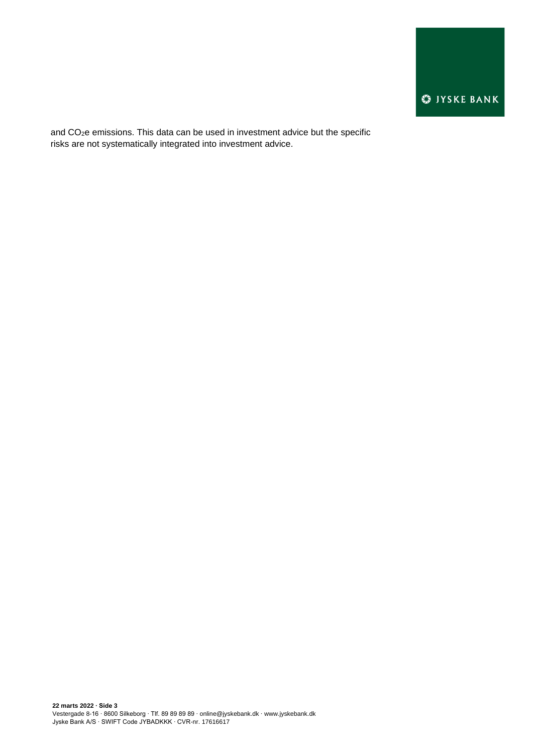and $CO_2e$ emissions. This data can be used in investment advice but the specific risks are not systematically integrated into investment advice.